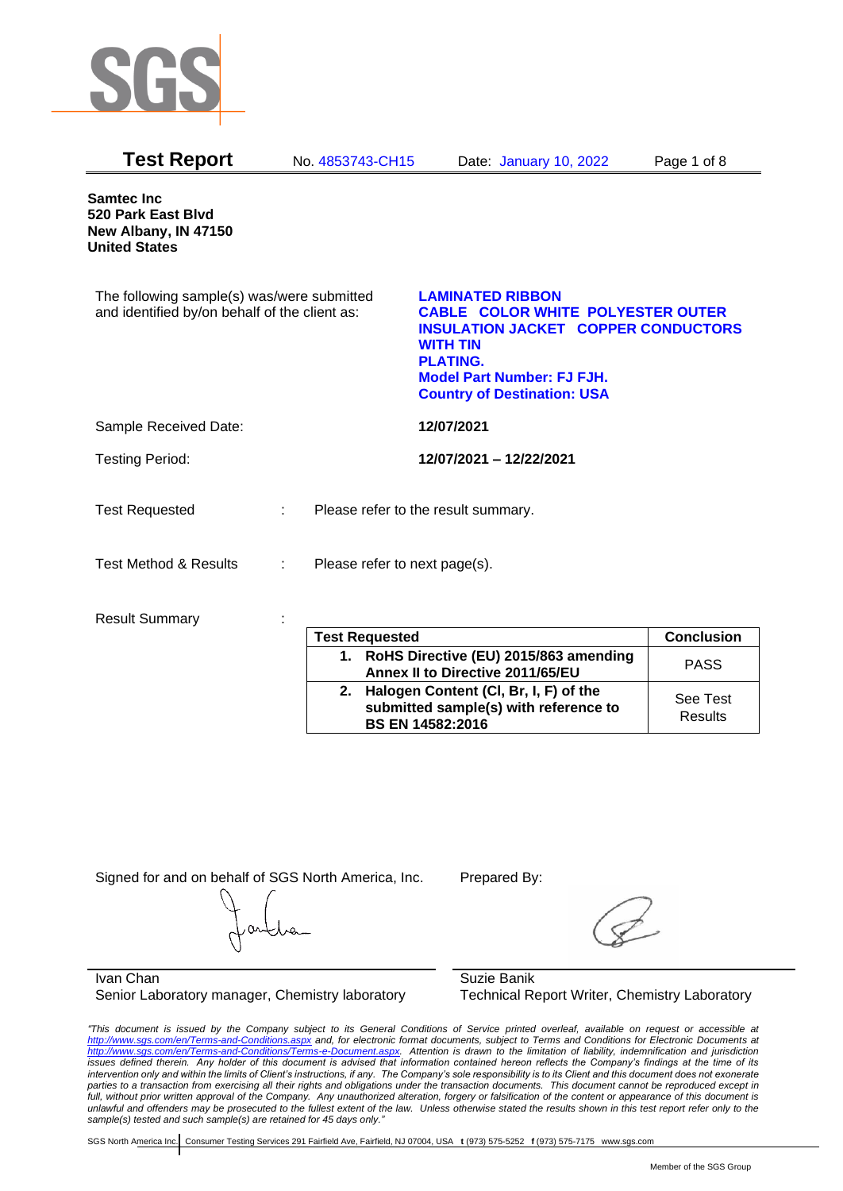# Test Report

No. 4853743-CH15 Date: January 10, 2022

**Samtec Inc**
**520 Park East Blvd**
**New Albany, IN 47150**
**United States**

The following sample(s) was/were submitted and identified by/on behalf of the client as:

**LAMINATED RIBBON**
**CABLE COLOR WHITE POLYESTER OUTER INSULATION JACKET COPPER CONDUCTORS WITH TIN**
**PLATING.**
**Model Part Number: FJ FJH.**
**Country of Destination: USA**

Sample Received Date: **12/07/2021**

Testing Period: **12/07/2021 – 12/22/2021**

Test Requested : Please refer to the result summary.

Test Method & Results : Please refer to next page(s).

Result Summary :

| Test Requested | Conclusion |
|---|---|
| **1. RoHS Directive (EU) 2015/863 amending Annex II to Directive 2011/65/EU** | PASS |
| **2. Halogen Content (Cl, Br, I, F) of the submitted sample(s) with reference to BS EN 14582:2016** | See Test Results |

Signed for and on behalf of SGS North America, Inc.

Ivan Chan
Senior Laboratory manager, Chemistry laboratory

Prepared By:

Suzie Banik
Technical Report Writer, Chemistry Laboratory

*"This document is issued by the Company subject to its General Conditions of Service printed overleaf, available on request or accessible at http://www.sgs.com/en/Terms-and-Conditions.aspx and, for electronic format documents, subject to Terms and Conditions for Electronic Documents at http://www.sgs.com/en/Terms-and-Conditions/Terms-e-Document.aspx. Attention is drawn to the limitation of liability, indemnification and jurisdiction issues defined therein. Any holder of this document is advised that information contained hereon reflects the Company's findings at the time of its intervention only and within the limits of Client's instructions, if any. The Company's sole responsibility is to its Client and this document does not exonerate parties to a transaction from exercising all their rights and obligations under the transaction documents. This document cannot be reproduced except in full, without prior written approval of the Company. Any unauthorized alteration, forgery or falsification of the content or appearance of this document is unlawful and offenders may be prosecuted to the fullest extent of the law. Unless otherwise stated the results shown in this test report refer only to the sample(s) tested and such sample(s) are retained for 45 days only."*

SGS North America Inc. | Consumer Testing Services 291 Fairfield Ave, Fairfield, NJ 07004, USA t (973) 575-5252 f (973) 575-7175 www.sgs.com

Member of the SGS Group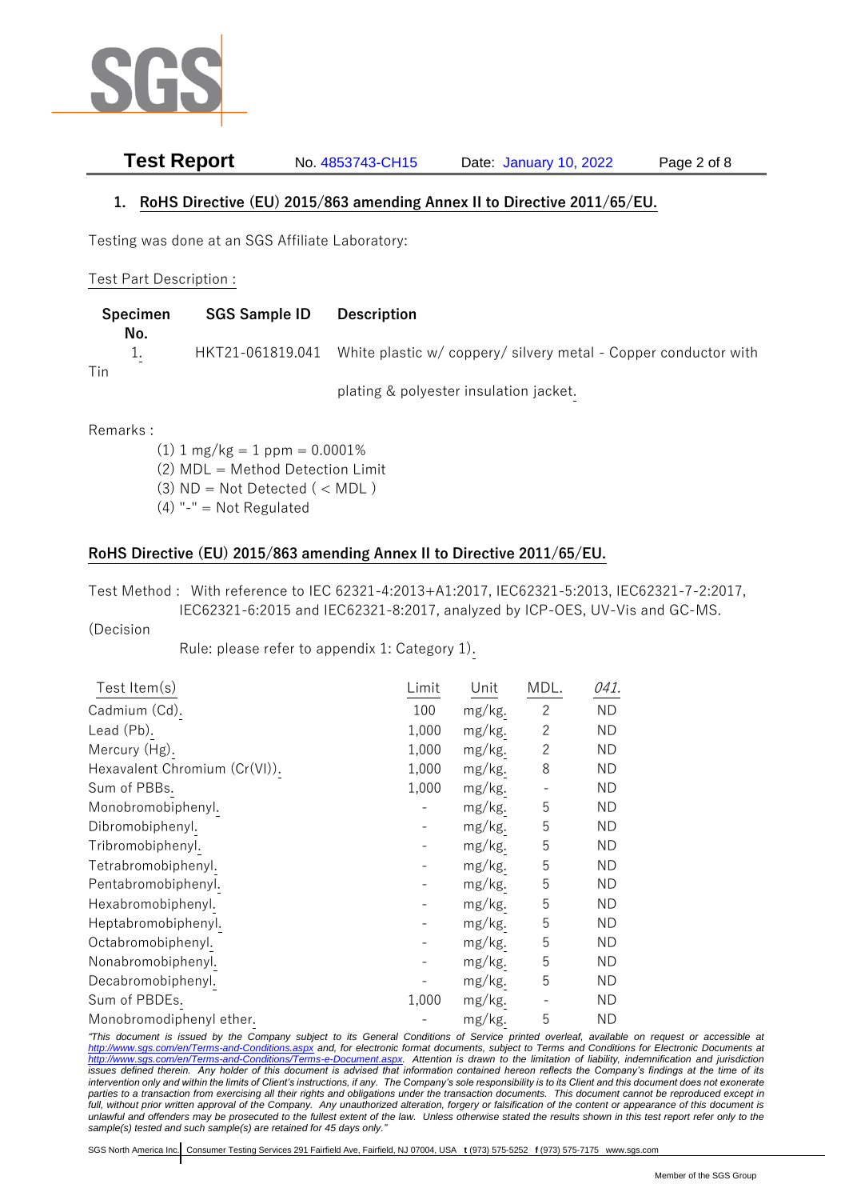## 1. RoHS Directive (EU) 2015/863 amending Annex II to Directive 2011/65/EU.

Testing was done at an SGS Affiliate Laboratory:

Test Part Description :

| Specimen No. | SGS Sample ID | Description |
|---|---|---|
| 1. | HKT21-061819.041 | White plastic w/ coppery/ silvery metal - Copper conductor with Tin plating & polyester insulation jacket. |

Remarks :

(1) 1 mg/kg = 1 ppm = 0.0001%
(2) MDL = Method Detection Limit
(3) ND = Not Detected ( < MDL )
(4) "-" = Not Regulated

**RoHS Directive (EU) 2015/863 amending Annex II to Directive 2011/65/EU.**

Test Method : With reference to IEC 62321-4:2013+A1:2017, IEC62321-5:2013, IEC62321-7-2:2017, IEC62321-6:2015 and IEC62321-8:2017, analyzed by ICP-OES, UV-Vis and GC-MS. (Decision Rule: please refer to appendix 1: Category 1).

| Test Item(s) | Limit | Unit | MDL. | 041. |
|---|---|---|---|---|
| Cadmium (Cd). | 100 | mg/kg. | 2 | ND |
| Lead (Pb). | 1,000 | mg/kg. | 2 | ND |
| Mercury (Hg). | 1,000 | mg/kg. | 2 | ND |
| Hexavalent Chromium (Cr(VI)). | 1,000 | mg/kg. | 8 | ND |
| Sum of PBBs. | 1,000 | mg/kg. | - | ND |
| Monobromobiphenyl. | - | mg/kg. | 5 | ND |
| Dibromobiphenyl. | - | mg/kg. | 5 | ND |
| Tribromobiphenyl. | - | mg/kg. | 5 | ND |
| Tetrabromobiphenyl. | - | mg/kg. | 5 | ND |
| Pentabromobiphenyl. | - | mg/kg. | 5 | ND |
| Hexabromobiphenyl. | - | mg/kg. | 5 | ND |
| Heptabromobiphenyl. | - | mg/kg. | 5 | ND |
| Octabromobiphenyl. | - | mg/kg. | 5 | ND |
| Nonabromobiphenyl. | - | mg/kg. | 5 | ND |
| Decabromobiphenyl. | - | mg/kg. | 5 | ND |
| Sum of PBDEs. | 1,000 | mg/kg. | - | ND |
| Monobromodiphenyl ether. | - | mg/kg. | 5 | ND |

*"This document is issued by the Company subject to its General Conditions of Service printed overleaf, available on request or accessible at http://www.sgs.com/en/Terms-and-Conditions.aspx and, for electronic format documents, subject to Terms and Conditions for Electronic Documents at http://www.sgs.com/en/Terms-and-Conditions/Terms-e-Document.aspx. Attention is drawn to the limitation of liability, indemnification and jurisdiction issues defined therein. Any holder of this document is advised that information contained hereon reflects the Company's findings at the time of its intervention only and within the limits of Client's instructions, if any. The Company's sole responsibility is to its Client and this document does not exonerate parties to a transaction from exercising all their rights and obligations under the transaction documents. This document cannot be reproduced except in full, without prior written approval of the Company. Any unauthorized alteration, forgery or falsification of the content or appearance of this document is unlawful and offenders may be prosecuted to the fullest extent of the law. Unless otherwise stated the results shown in this test report refer only to the sample(s) tested and such sample(s) are retained for 45 days only."*

SGS North America Inc. | Consumer Testing Services 291 Fairfield Ave, Fairfield, NJ 07004, USA t (973) 575-5252 f (973) 575-7175 www.sgs.com

Member of the SGS Group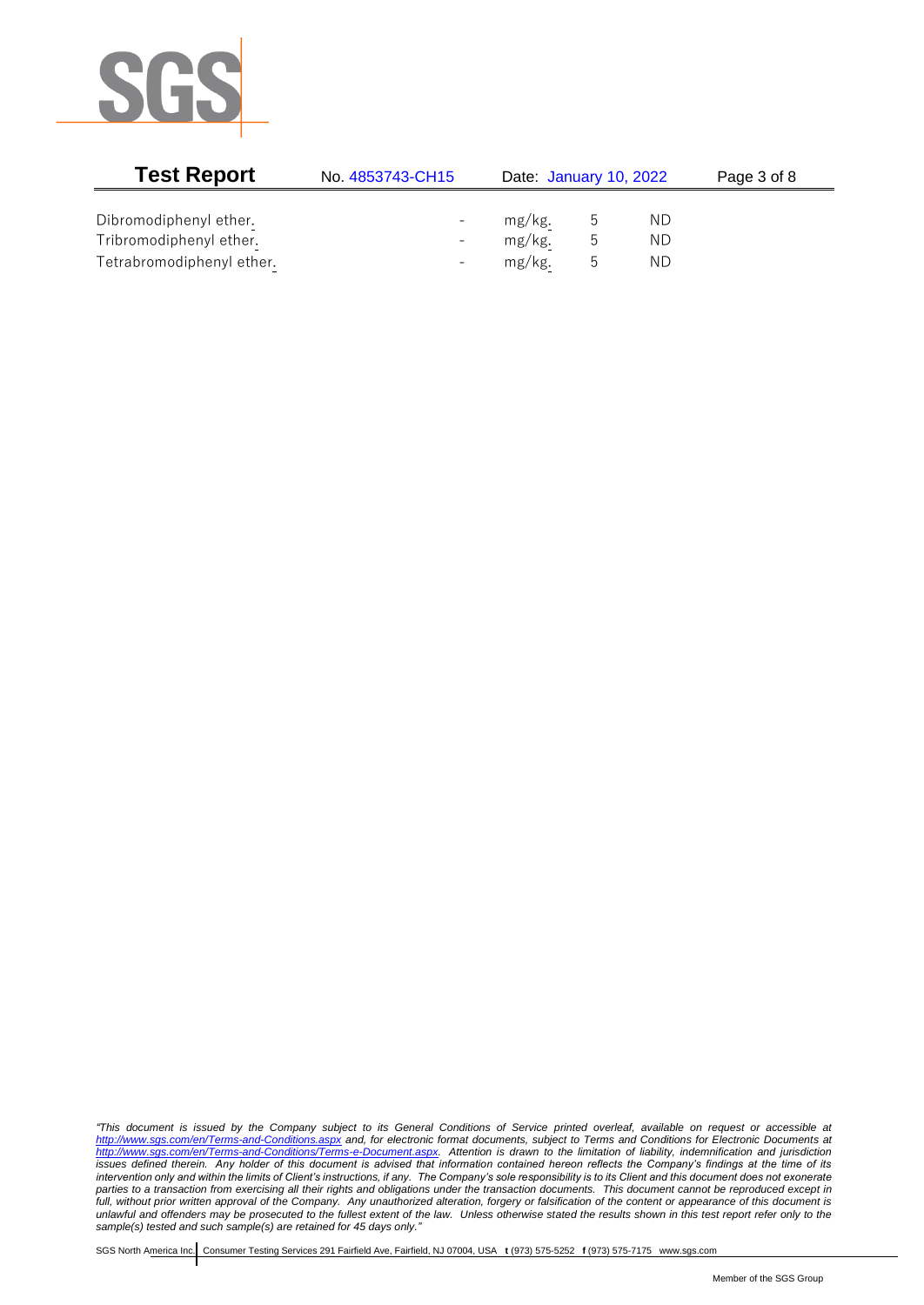| | | | | |
|---|---|---|---|---|
| Dibromodiphenyl ether. | - | mg/kg. | 5 | ND |
| Tribromodiphenyl ether. | - | mg/kg. | 5 | ND |
| Tetrabromodiphenyl ether. | - | mg/kg. | 5 | ND |

*"This document is issued by the Company subject to its General Conditions of Service printed overleaf, available on request or accessible at http://www.sgs.com/en/Terms-and-Conditions.aspx and, for electronic format documents, subject to Terms and Conditions for Electronic Documents at http://www.sgs.com/en/Terms-and-Conditions/Terms-e-Document.aspx. Attention is drawn to the limitation of liability, indemnification and jurisdiction issues defined therein. Any holder of this document is advised that information contained hereon reflects the Company's findings at the time of its intervention only and within the limits of Client's instructions, if any. The Company's sole responsibility is to its Client and this document does not exonerate parties to a transaction from exercising all their rights and obligations under the transaction documents. This document cannot be reproduced except in full, without prior written approval of the Company. Any unauthorized alteration, forgery or falsification of the content or appearance of this document is unlawful and offenders may be prosecuted to the fullest extent of the law. Unless otherwise stated the results shown in this test report refer only to the sample(s) tested and such sample(s) are retained for 45 days only."*

SGS North America Inc. | Consumer Testing Services 291 Fairfield Ave, Fairfield, NJ 07004, USA **t** (973) 575-5252 **f** (973) 575-7175 www.sgs.com

Member of the SGS Group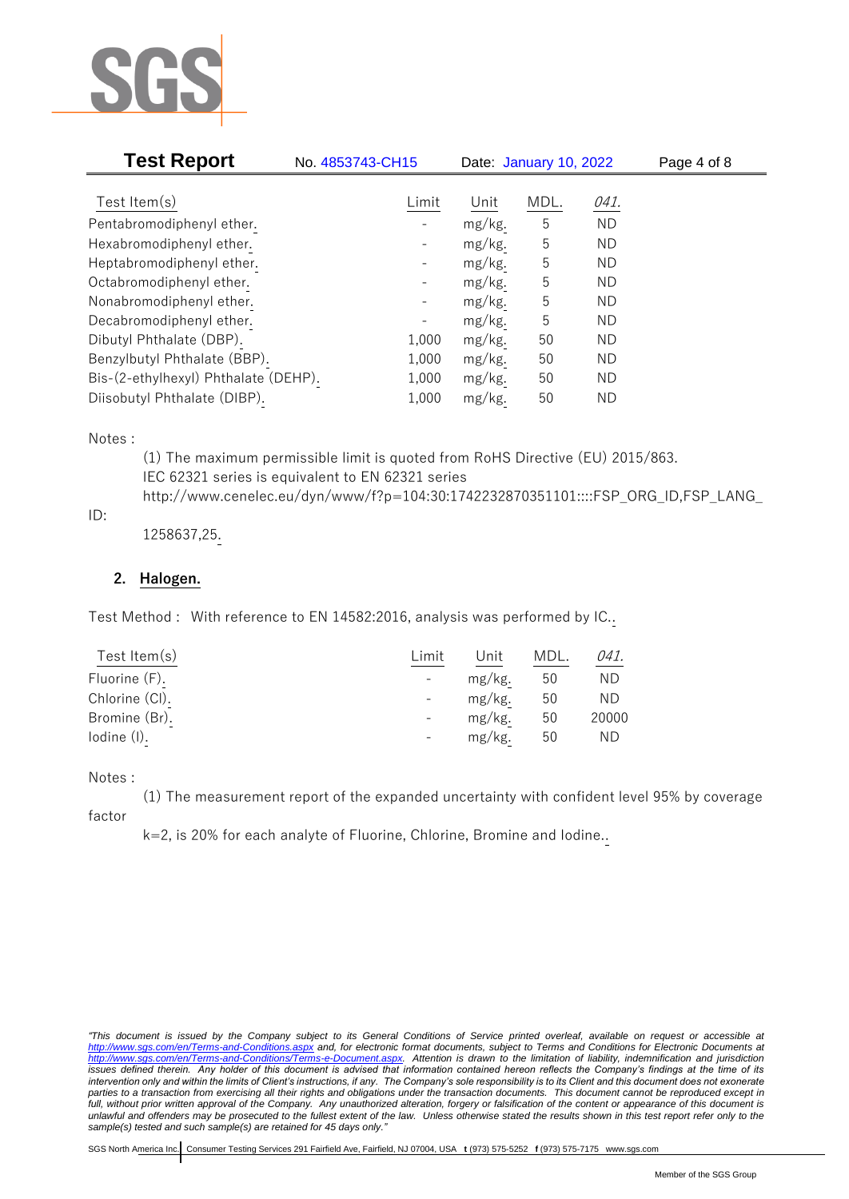| Test Item(s) | Limit | Unit | MDL. | *041.* |
|---|---|---|---|---|
| Pentabromodiphenyl ether. | - | mg/kg. | 5 | ND |
| Hexabromodiphenyl ether. | - | mg/kg. | 5 | ND |
| Heptabromodiphenyl ether. | - | mg/kg. | 5 | ND |
| Octabromodiphenyl ether. | - | mg/kg. | 5 | ND |
| Nonabromodiphenyl ether. | - | mg/kg. | 5 | ND |
| Decabromodiphenyl ether. | - | mg/kg. | 5 | ND |
| Dibutyl Phthalate (DBP). | 1,000 | mg/kg. | 50 | ND |
| Benzylbutyl Phthalate (BBP). | 1,000 | mg/kg. | 50 | ND |
| Bis-(2-ethylhexyl) Phthalate (DEHP). | 1,000 | mg/kg. | 50 | ND |
| Diisobutyl Phthalate (DIBP). | 1,000 | mg/kg. | 50 | ND |

Notes :

(1) The maximum permissible limit is quoted from RoHS Directive (EU) 2015/863.
IEC 62321 series is equivalent to EN 62321 series
http://www.cenelec.eu/dyn/www/f?p=104:30:1742232870351101::::FSP_ORG_ID,FSP_LANG_ID:
1258637,25.

## 2. Halogen.

Test Method : With reference to EN 14582:2016, analysis was performed by IC..

| Test Item(s) | Limit | Unit | MDL. | *041.* |
|---|---|---|---|---|
| Fluorine (F). | - | mg/kg. | 50 | ND |
| Chlorine (Cl). | - | mg/kg. | 50 | ND |
| Bromine (Br). | - | mg/kg. | 50 | 20000 |
| Iodine (I). | - | mg/kg. | 50 | ND |

Notes :

(1) The measurement report of the expanded uncertainty with confident level 95% by coverage factor
k=2, is 20% for each analyte of Fluorine, Chlorine, Bromine and Iodine..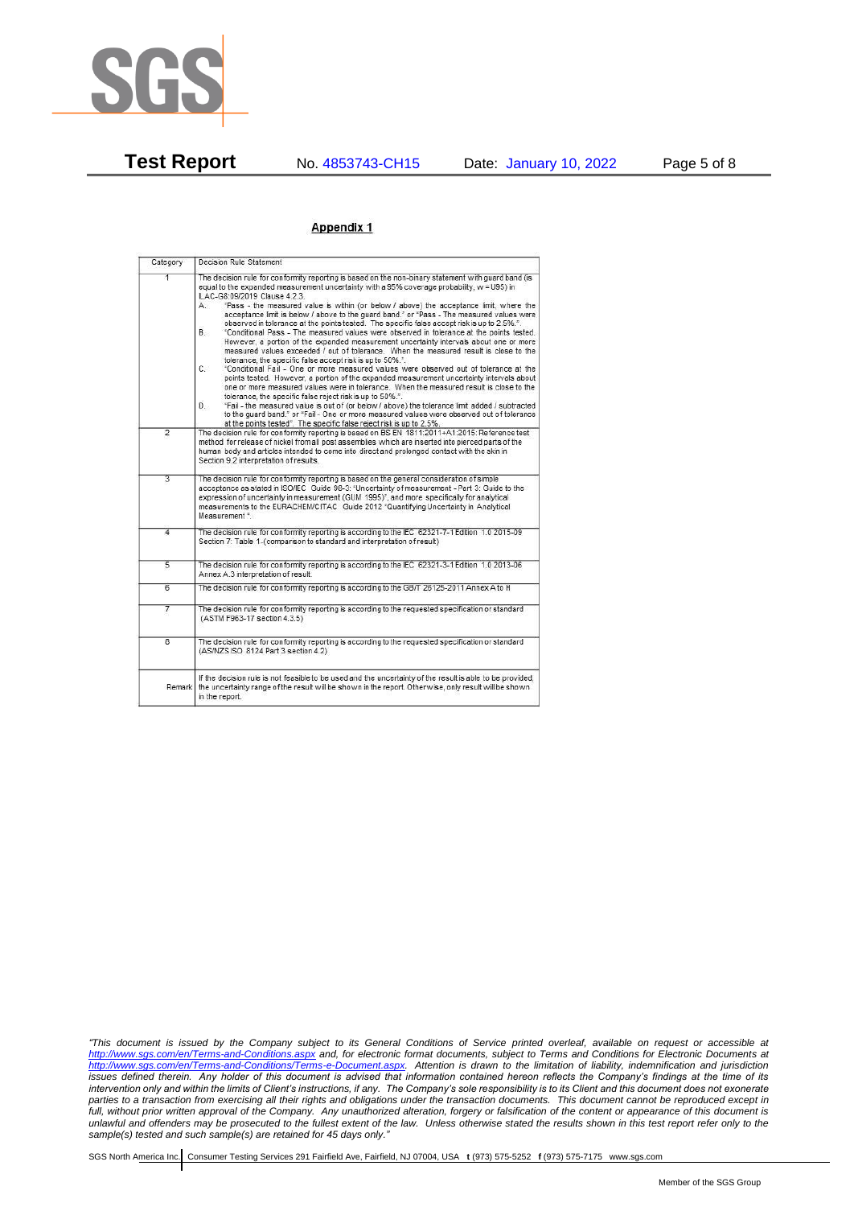## Appendix 1

| Category | Decision Rule Statement |
|---|---|
| 1 | The decision rule for conformity reporting is based on the non-binary statement with guard band (is equal to the expanded measurement uncertainty with a 95% coverage probability, w = U95) in ILAC-G8:09/2019 Clause 4.2.3.<br>A. "Pass - the measured value is within (or below / above) the acceptance limit, where the acceptance limit is below / above to the guard band." or "Pass - The measured values were observed in tolerance at the points tested. The specific false accept risk is up to 2.5%.".<br>B. "Conditional Pass - The measured values were observed in tolerance at the points tested. However, a portion of the expanded measurement uncertainty intervals about one or more measured values exceeded / out of tolerance. When the measured result is close to the tolerance, the specific false accept risk is up to 50%.".<br>C. "Conditional Fail - One or more measured values were observed out of tolerance at the points tested. However, a portion of the expanded measurement uncertainty intervals about one or more measured values were in tolerance. When the measured result is close to the tolerance, the specific false reject risk is up to 50%.".<br>D. "Fail - the measured value is out of (or below / above) the tolerance limit added / subtracted to the guard band." or "Fail - One or more measured values were observed out of tolerance at the points tested". The specific false reject risk is up to 2.5%. |
| 2 | The decision rule for conformity reporting is based on BS EN 1811:2011+A1:2015: Reference test method for release of nickel from all post assemblies which are inserted into pierced parts of the human body and articles intended to come into direct and prolonged contact with the skin in Section 9.2 interpretation of results. |
| 3 | The decision rule for conformity reporting is based on the general consideration of simple acceptance as stated in ISO/IEC Guide 98-3: "Uncertainty of measurement - Part 3: Guide to the expression of uncertainty in measurement (GUM 1995)", and more specifically for analytical measurements to the EURACHEM/CITAC Guide 2012 "Quantifying Uncertainty in Analytical Measurement ". |
| 4 | The decision rule for conformity reporting is according to the IEC 62321-7-1 Edition 1.0 2015-09 Section 7: Table 1-(comparison to standard and interpretation of result) |
| 5 | The decision rule for conformity reporting is according to the IEC 62321-3-1 Edition 1.0 2013-06 Annex A.3 interpretation of result. |
| 6 | The decision rule for conformity reporting is according to the GB/T 26125-2011 Annex A to H |
| 7 | The decision rule for conformity reporting is according to the requested specification or standard (ASTM F963-17 section 4.3.5) |
| 8 | The decision rule for conformity reporting is according to the requested specification or standard (AS/NZS ISO 8124 Part 3 section 4.2) |
| Remark | If the decision rule is not feasible to be used and the uncertainty of the result is able to be provided, the uncertainty range of the result will be shown in the report. Otherwise, only result will be shown in the report. |

*"This document is issued by the Company subject to its General Conditions of Service printed overleaf, available on request or accessible at http://www.sgs.com/en/Terms-and-Conditions.aspx and, for electronic format documents, subject to Terms and Conditions for Electronic Documents at http://www.sgs.com/en/Terms-and-Conditions/Terms-e-Document.aspx. Attention is drawn to the limitation of liability, indemnification and jurisdiction issues defined therein. Any holder of this document is advised that information contained hereon reflects the Company's findings at the time of its intervention only and within the limits of Client's instructions, if any. The Company's sole responsibility is to its Client and this document does not exonerate parties to a transaction from exercising all their rights and obligations under the transaction documents. This document cannot be reproduced except in full, without prior written approval of the Company. Any unauthorized alteration, forgery or falsification of the content or appearance of this document is unlawful and offenders may be prosecuted to the fullest extent of the law. Unless otherwise stated the results shown in this test report refer only to the sample(s) tested and such sample(s) are retained for 45 days only."*

SGS North America Inc. | Consumer Testing Services 291 Fairfield Ave, Fairfield, NJ 07004, USA t (973) 575-5252 f (973) 575-7175 www.sgs.com

Member of the SGS Group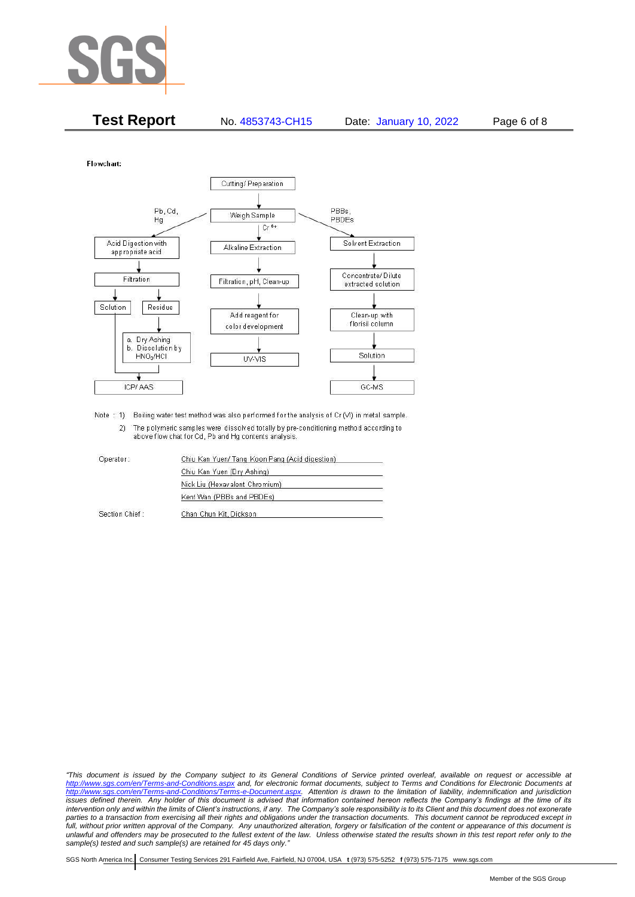**Test Report** No. 4853743-CH15 Date: January 10, 2022

Flowchart:

- Cutting/ Preparation
  - Weigh Sample
    - Pb, Cd, Hg:
      - Acid Digestion with appropriate acid
      - Filtration
      - Solution → ICP/ AAS
      - Residue → a. Dry Ashing b. Dissolution by $HNO_3$/HCl → ICP/ AAS
    - $Cr^{6+}$:
      - Alkaline Extraction
      - Filtration, pH, Clean-up
      - Add reagent for color development
      - UV-VIS
    - PBBs, PBDEs:
      - Solvent Extraction
      - Concentrate/ Dilute extracted solution
      - Clean-up with florisil column
      - Solution
      - GC-MS

Note : 1) Boiling water test method was also performed for the analysis of Cr (VI) in metal sample.

2) The polymeric samples were dissolved totally by pre-conditioning method according to above flow chat for Cd, Pb and Hg contents analysis.

| | |
|---|---|
| Operator : | Chiu Kan Yuen/ Tang Koon Pang (Acid digestion) |
| | Chiu Kan Yuen (Dry Ashing) |
| | Nick Liu (Hexavalent Chromium) |
| | Kent Wan (PBBs and PBDEs) |
| Section Chief : | Chan Chun Kit, Dickson |

*"This document is issued by the Company subject to its General Conditions of Service printed overleaf, available on request or accessible at http://www.sgs.com/en/Terms-and-Conditions.aspx and, for electronic format documents, subject to Terms and Conditions for Electronic Documents at http://www.sgs.com/en/Terms-and-Conditions/Terms-e-Document.aspx. Attention is drawn to the limitation of liability, indemnification and jurisdiction issues defined therein. Any holder of this document is advised that information contained hereon reflects the Company's findings at the time of its intervention only and within the limits of Client's instructions, if any. The Company's sole responsibility is to its Client and this document does not exonerate parties to a transaction from exercising all their rights and obligations under the transaction documents. This document cannot be reproduced except in full, without prior written approval of the Company. Any unauthorized alteration, forgery or falsification of the content or appearance of this document is unlawful and offenders may be prosecuted to the fullest extent of the law. Unless otherwise stated the results shown in this test report refer only to the sample(s) tested and such sample(s) are retained for 45 days only."*

SGS North America Inc. | Consumer Testing Services 291 Fairfield Ave, Fairfield, NJ 07004, USA **t** (973) 575-5252 **f** (973) 575-7175 www.sgs.com

Member of the SGS Group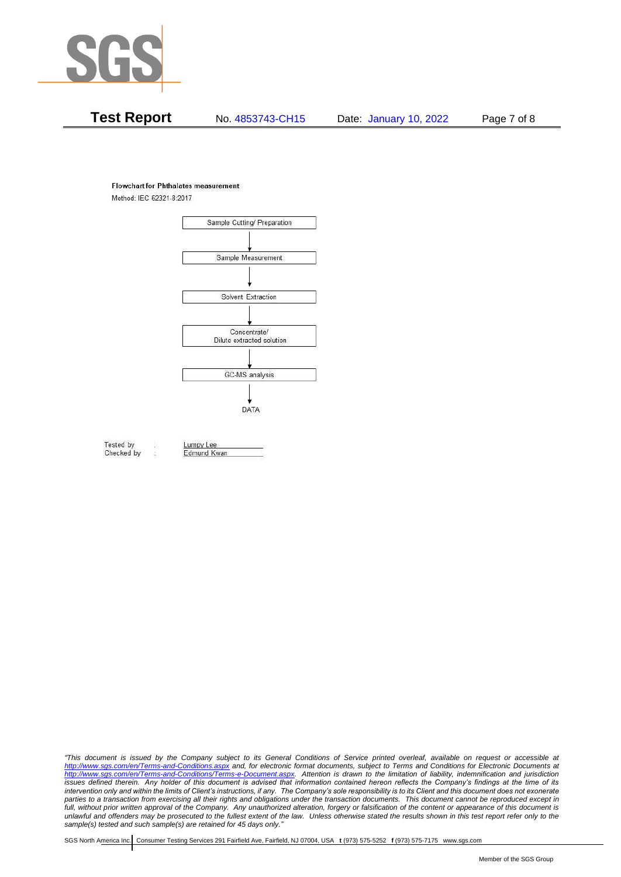**Flowchart for Phthalates measurement**

Method: IEC 62321-8:2017

Sample Cutting/ Preparation

↓

Sample Measurement

↓

Solvent Extraction

↓

Concentrate/
Dilute extracted solution

↓

GC-MS analysis

↓

DATA

Tested by : Lumpy Lee
Checked by : Edmund Kwan

*"This document is issued by the Company subject to its General Conditions of Service printed overleaf, available on request or accessible at http://www.sgs.com/en/Terms-and-Conditions.aspx and, for electronic format documents, subject to Terms and Conditions for Electronic Documents at http://www.sgs.com/en/Terms-and-Conditions/Terms-e-Document.aspx. Attention is drawn to the limitation of liability, indemnification and jurisdiction issues defined therein. Any holder of this document is advised that information contained hereon reflects the Company's findings at the time of its intervention only and within the limits of Client's instructions, if any. The Company's sole responsibility is to its Client and this document does not exonerate parties to a transaction from exercising all their rights and obligations under the transaction documents. This document cannot be reproduced except in full, without prior written approval of the Company. Any unauthorized alteration, forgery or falsification of the content or appearance of this document is unlawful and offenders may be prosecuted to the fullest extent of the law. Unless otherwise stated the results shown in this test report refer only to the sample(s) tested and such sample(s) are retained for 45 days only."*

SGS North America Inc. | Consumer Testing Services 291 Fairfield Ave, Fairfield, NJ 07004, USA **t** (973) 575-5252 **f** (973) 575-7175 www.sgs.com

Member of the SGS Group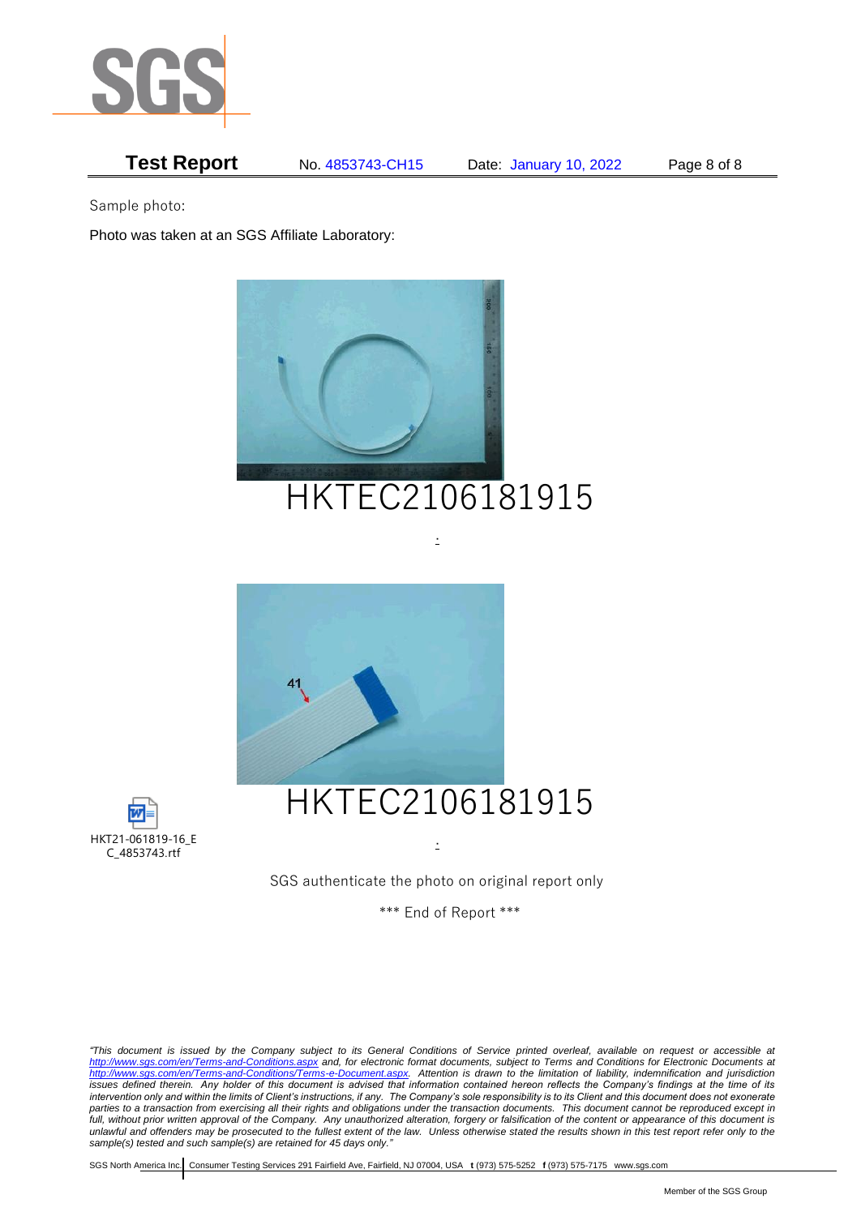Sample photo:

Photo was taken at an SGS Affiliate Laboratory:

HKTEC2106181915

:

41

HKTEC2106181915

:

HKT21-061819-16_EC_4853743.rtf

SGS authenticate the photo on original report only

\*\*\* End of Report \*\*\*

*"This document is issued by the Company subject to its General Conditions of Service printed overleaf, available on request or accessible at http://www.sgs.com/en/Terms-and-Conditions.aspx and, for electronic format documents, subject to Terms and Conditions for Electronic Documents at http://www.sgs.com/en/Terms-and-Conditions/Terms-e-Document.aspx. Attention is drawn to the limitation of liability, indemnification and jurisdiction issues defined therein. Any holder of this document is advised that information contained hereon reflects the Company's findings at the time of its intervention only and within the limits of Client's instructions, if any. The Company's sole responsibility is to its Client and this document does not exonerate parties to a transaction from exercising all their rights and obligations under the transaction documents. This document cannot be reproduced except in full, without prior written approval of the Company. Any unauthorized alteration, forgery or falsification of the content or appearance of this document is unlawful and offenders may be prosecuted to the fullest extent of the law. Unless otherwise stated the results shown in this test report refer only to the sample(s) tested and such sample(s) are retained for 45 days only."*

SGS North America Inc. | Consumer Testing Services 291 Fairfield Ave, Fairfield, NJ 07004, USA **t** (973) 575-5252 **f** (973) 575-7175 www.sgs.com

Member of the SGS Group